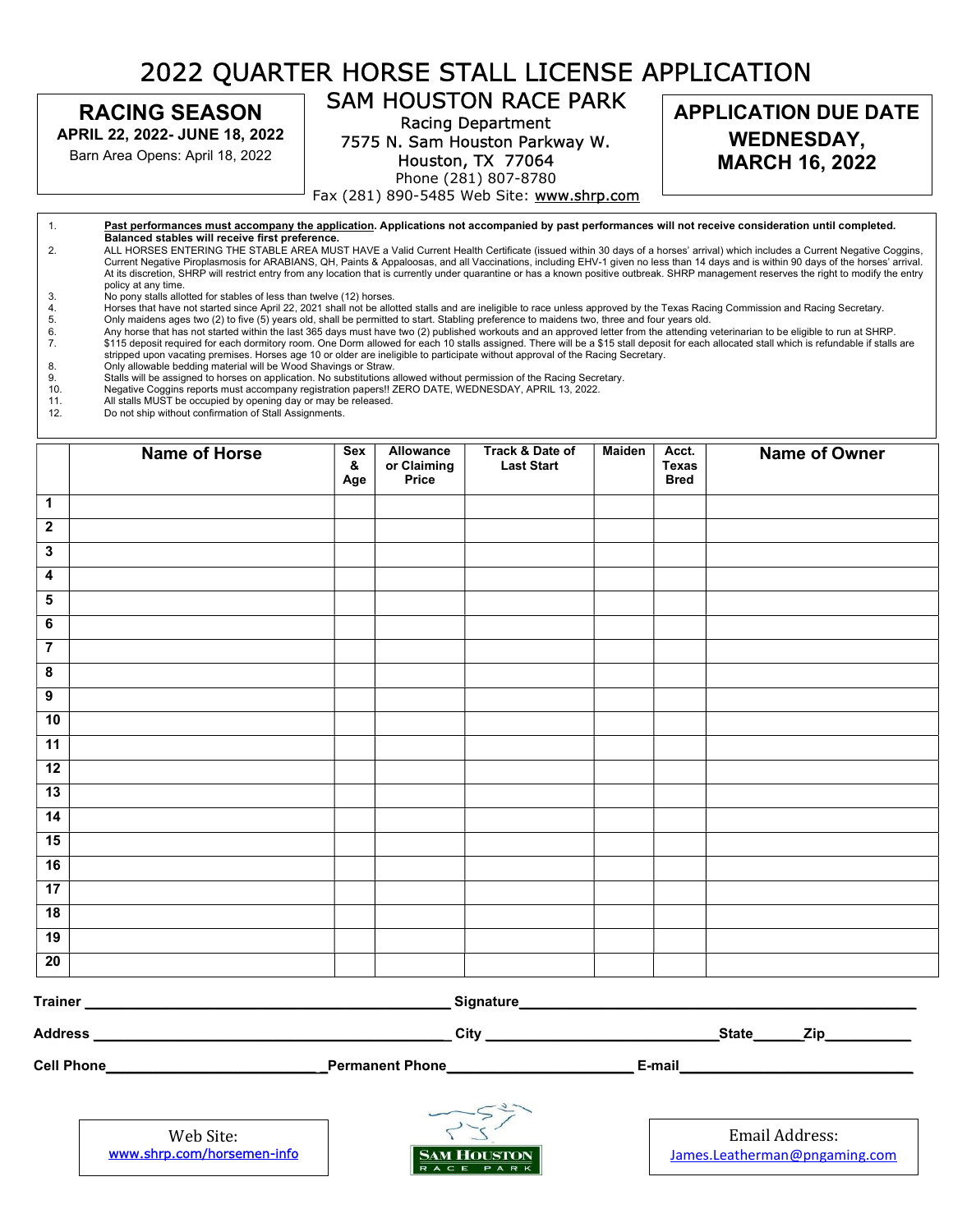# 2022 QUARTER HORSE STALL LICENSE APPLICATION

**RACING SEASON**
**APRIL 22, 2022- JUNE 18, 2022**
Barn Area Opens: April 18, 2022

## SAM HOUSTON RACE PARK

Racing Department
7575 N. Sam Houston Parkway W.
Houston, TX 77064
Phone (281) 807-8780
Fax (281) 890-5485 Web Site: www.shrp.com

**APPLICATION DUE DATE**
**WEDNESDAY, MARCH 16, 2022**

1. **Past performances must accompany the application. Applications not accompanied by past performances will not receive consideration until completed. Balanced stables will receive first preference.**
2. ALL HORSES ENTERING THE STABLE AREA MUST HAVE a Valid Current Health Certificate (issued within 30 days of a horses' arrival) which includes a Current Negative Coggins, Current Negative Piroplasmosis for ARABIANS, QH, Paints & Appaloosas, and all Vaccinations, including EHV-1 given no less than 14 days and is within 90 days of the horses' arrival. At its discretion, SHRP will restrict entry from any location that is currently under quarantine or has a known positive outbreak. SHRP management reserves the right to modify the entry policy at any time.
3. No pony stalls allotted for stables of less than twelve (12) horses.
4. Horses that have not started since April 22, 2021 shall not be allotted stalls and are ineligible to race unless approved by the Texas Racing Commission and Racing Secretary.
5. Only maidens ages two (2) to five (5) years old, shall be permitted to start. Stabling preference to maidens two, three and four years old.
6. Any horse that has not started within the last 365 days must have two (2) published workouts and an approved letter from the attending veterinarian to be eligible to run at SHRP.
7. $115 deposit required for each dormitory room. One Dorm allowed for each 10 stalls assigned. There will be a $15 stall deposit for each allocated stall which is refundable if stalls are stripped upon vacating premises. Horses age 10 or older are ineligible to participate without approval of the Racing Secretary.
8. Only allowable bedding material will be Wood Shavings or Straw.
9. Stalls will be assigned to horses on application. No substitutions allowed without permission of the Racing Secretary.
10. Negative Coggins reports must accompany registration papers!! ZERO DATE, WEDNESDAY, APRIL 13, 2022.
11. All stalls MUST be occupied by opening day or may be released.
12. Do not ship without confirmation of Stall Assignments.

| | Name of Horse | Sex & Age | Allowance or Claiming Price | Track & Date of Last Start | Maiden | Acct. Texas Bred | Name of Owner |
|---|---|---|---|---|---|---|---|
| 1 | | | | | | | |
| 2 | | | | | | | |
| 3 | | | | | | | |
| 4 | | | | | | | |
| 5 | | | | | | | |
| 6 | | | | | | | |
| 7 | | | | | | | |
| 8 | | | | | | | |
| 9 | | | | | | | |
| 10 | | | | | | | |
| 11 | | | | | | | |
| 12 | | | | | | | |
| 13 | | | | | | | |
| 14 | | | | | | | |
| 15 | | | | | | | |
| 16 | | | | | | | |
| 17 | | | | | | | |
| 18 | | | | | | | |
| 19 | | | | | | | |
| 20 | | | | | | | |

**Trainer** ____________________ **Signature** ____________________

**Address** ____________________ **City** ____________________ **State**______ **Zip**__________

**Cell Phone**____________________ **Permanent Phone**____________________ **E-mail**____________________

Web Site:
www.shrp.com/horsemen-info

SAM HOUSTON RACE PARK

Email Address:
James.Leatherman@pngaming.com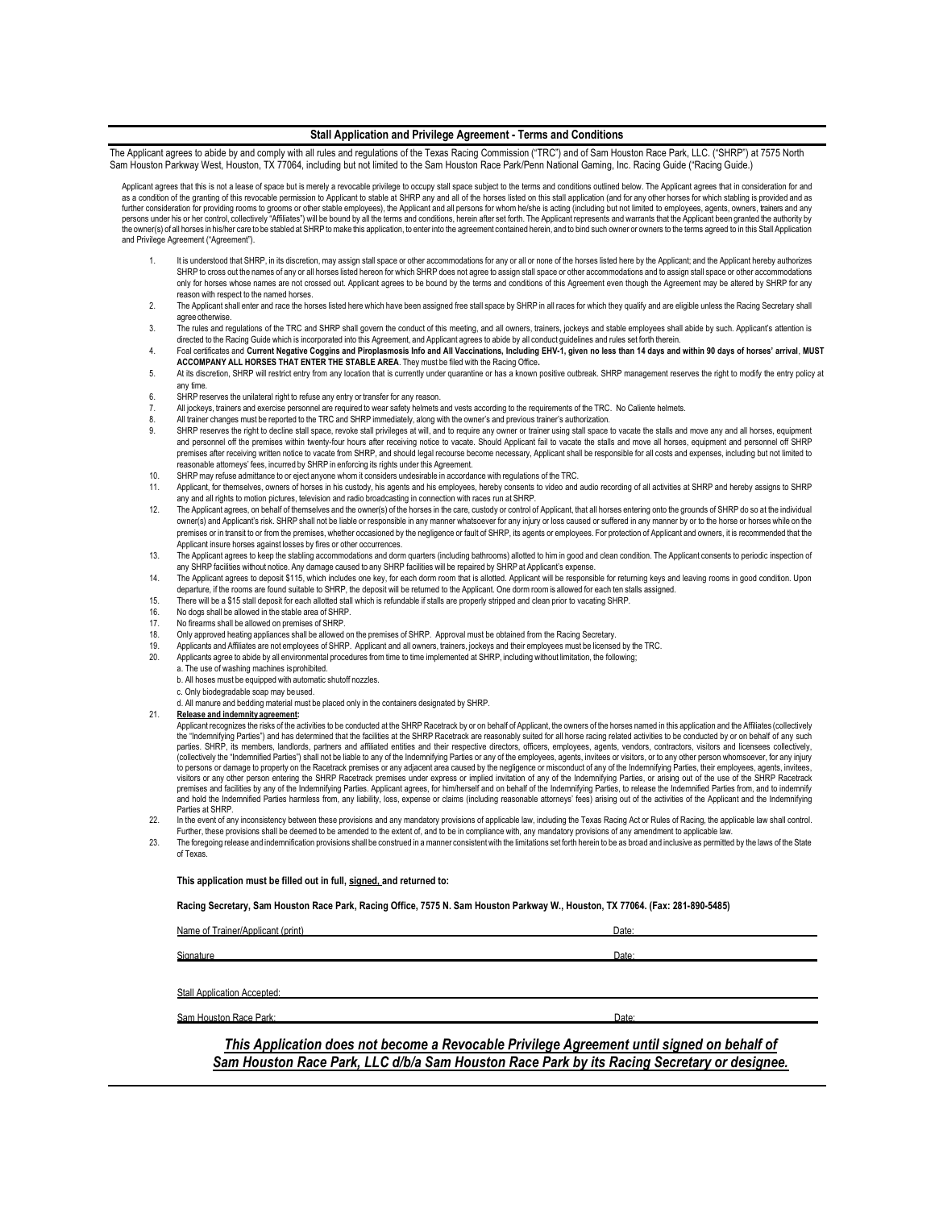## Stall Application and Privilege Agreement - Terms and Conditions

The Applicant agrees to abide by and comply with all rules and regulations of the Texas Racing Commission ("TRC") and of Sam Houston Race Park, LLC. ("SHRP") at 7575 North Sam Houston Parkway West, Houston, TX 77064, including but not limited to the Sam Houston Race Park/Penn National Gaming, Inc. Racing Guide ("Racing Guide.)

Applicant agrees that this is not a lease of space but is merely a revocable privilege to occupy stall space subject to the terms and conditions outlined below. The Applicant agrees that in consideration for and as a condition of the granting of this revocable permission to Applicant to stable at SHRP any and all of the horses listed on this stall application (and for any other horses for which stabling is provided and as further consideration for providing rooms to grooms or other stable employees), the Applicant and all persons for whom he/she is acting (including but not limited to employees, agents, owners, trainers and any persons under his or her control, collectively "Affiliates") will be bound by all the terms and conditions, herein after set forth. The Applicant represents and warrants that the Applicant been granted the authority by the owner(s) of all horses in his/her care to be stabled at SHRP to make this application, to enter into the agreement contained herein, and to bind such owner or owners to the terms agreed to in this Stall Application and Privilege Agreement ("Agreement").

1. It is understood that SHRP, in its discretion, may assign stall space or other accommodations for any or all or none of the horses listed here by the Applicant; and the Applicant hereby authorizes SHRP to cross out the names of any or all horses listed hereon for which SHRP does not agree to assign stall space or other accommodations and to assign stall space or other accommodations only for horses whose names are not crossed out. Applicant agrees to be bound by the terms and conditions of this Agreement even though the Agreement may be altered by SHRP for any reason with respect to the named horses.
2. The Applicant shall enter and race the horses listed here which have been assigned free stall space by SHRP in all races for which they qualify and are eligible unless the Racing Secretary shall agree otherwise.
3. The rules and regulations of the TRC and SHRP shall govern the conduct of this meeting, and all owners, trainers, jockeys and stable employees shall abide by such. Applicant's attention is directed to the Racing Guide which is incorporated into this Agreement, and Applicant agrees to abide by all conduct guidelines and rules set forth therein.
4. Foal certificates and **Current Negative Coggins and Piroplasmosis Info and All Vaccinations, Including EHV-1, given no less than 14 days and within 90 days of horses' arrival**, **MUST ACCOMPANY ALL HORSES THAT ENTER THE STABLE AREA**. They must be filed with the Racing Office**.**
5. At its discretion, SHRP will restrict entry from any location that is currently under quarantine or has a known positive outbreak. SHRP management reserves the right to modify the entry policy at any time.
6. SHRP reserves the unilateral right to refuse any entry or transfer for any reason.
7. All jockeys, trainers and exercise personnel are required to wear safety helmets and vests according to the requirements of the TRC. No Caliente helmets.
8. All trainer changes must be reported to the TRC and SHRP immediately, along with the owner's and previous trainer's authorization.
9. SHRP reserves the right to decline stall space, revoke stall privileges at will, and to require any owner or trainer using stall space to vacate the stalls and move any and all horses, equipment and personnel off the premises within twenty-four hours after receiving notice to vacate. Should Applicant fail to vacate the stalls and move all horses, equipment and personnel off SHRP premises after receiving written notice to vacate from SHRP, and should legal recourse become necessary, Applicant shall be responsible for all costs and expenses, including but not limited to reasonable attorneys' fees, incurred by SHRP in enforcing its rights under this Agreement.
10. SHRP may refuse admittance to or eject anyone whom it considers undesirable in accordance with regulations of the TRC.
11. Applicant, for themselves, owners of horses in his custody, his agents and his employees, hereby consents to video and audio recording of all activities at SHRP and hereby assigns to SHRP any and all rights to motion pictures, television and radio broadcasting in connection with races run at SHRP.
12. The Applicant agrees, on behalf of themselves and the owner(s) of the horses in the care, custody or control of Applicant, that all horses entering onto the grounds of SHRP do so at the individual owner(s) and Applicant's risk. SHRP shall not be liable or responsible in any manner whatsoever for any injury or loss caused or suffered in any manner by or to the horse or horses while on the premises or in transit to or from the premises, whether occasioned by the negligence or fault of SHRP, its agents or employees. For protection of Applicant and owners, it is recommended that the Applicant insure horses against losses by fires or other occurrences.
13. The Applicant agrees to keep the stabling accommodations and dorm quarters (including bathrooms) allotted to him in good and clean condition. The Applicant consents to periodic inspection of any SHRP facilities without notice. Any damage caused to any SHRP facilities will be repaired by SHRP at Applicant's expense.
14. The Applicant agrees to deposit $115, which includes one key, for each dorm room that is allotted. Applicant will be responsible for returning keys and leaving rooms in good condition. Upon departure, if the rooms are found suitable to SHRP, the deposit will be returned to the Applicant. One dorm room is allowed for each ten stalls assigned.
15. There will be a $15 stall deposit for each allotted stall which is refundable if stalls are properly stripped and clean prior to vacating SHRP.
16. No dogs shall be allowed in the stable area of SHRP.
17. No firearms shall be allowed on premises of SHRP.
18. Only approved heating appliances shall be allowed on the premises of SHRP. Approval must be obtained from the Racing Secretary.
19. Applicants and Affiliates are not employees of SHRP. Applicant and all owners, trainers, jockeys and their employees must be licensed by the TRC.
20. Applicants agree to abide by all environmental procedures from time to time implemented at SHRP, including without limitation, the following;
    a. The use of washing machines is prohibited.
    b. All hoses must be equipped with automatic shutoff nozzles.
    c. Only biodegradable soap may be used.
    d. All manure and bedding material must be placed only in the containers designated by SHRP.
21. **Release and indemnity agreement:**
    Applicant recognizes the risks of the activities to be conducted at the SHRP Racetrack by or on behalf of Applicant, the owners of the horses named in this application and the Affiliates (collectively the "Indemnifying Parties") and has determined that the facilities at the SHRP Racetrack are reasonably suited for all horse racing related activities to be conducted by or on behalf of any such parties. SHRP, its members, landlords, partners and affiliated entities and their respective directors, officers, employees, agents, vendors, contractors, visitors and licensees collectively, (collectively the "Indemnified Parties") shall not be liable to any of the Indemnifying Parties or any of the employees, agents, invitees or visitors, or to any other person whomsoever, for any injury to persons or damage to property on the Racetrack premises or any adjacent area caused by the negligence or misconduct of any of the Indemnifying Parties, their employees, agents, invitees, visitors or any other person entering the SHRP Racetrack premises under express or implied invitation of any of the Indemnifying Parties, or arising out of the use of the SHRP Racetrack premises and facilities by any of the Indemnifying Parties. Applicant agrees, for him/herself and on behalf of the Indemnifying Parties, to release the Indemnified Parties from, and to indemnify and hold the Indemnified Parties harmless from, any liability, loss, expense or claims (including reasonable attorneys' fees) arising out of the activities of the Applicant and the Indemnifying Parties at SHRP.
22. In the event of any inconsistency between these provisions and any mandatory provisions of applicable law, including the Texas Racing Act or Rules of Racing, the applicable law shall control. Further, these provisions shall be deemed to be amended to the extent of, and to be in compliance with, any mandatory provisions of any amendment to applicable law.
23. The foregoing release and indemnification provisions shall be construed in a manner consistent with the limitations set forth herein to be as broad and inclusive as permitted by the laws of the State of Texas.

**This application must be filled out in full, signed, and returned to:**

**Racing Secretary, Sam Houston Race Park, Racing Office, 7575 N. Sam Houston Parkway W., Houston, TX 77064. (Fax: 281-890-5485)**

Name of Trainer/Applicant (print) ______________________ Date: ______________

Signature ______________________ Date: ______________

Stall Application Accepted: ______________________

Sam Houston Race Park: ______________________ Date: ______________

***This Application does not become a Revocable Privilege Agreement until signed on behalf of Sam Houston Race Park, LLC d/b/a Sam Houston Race Park by its Racing Secretary or designee.***